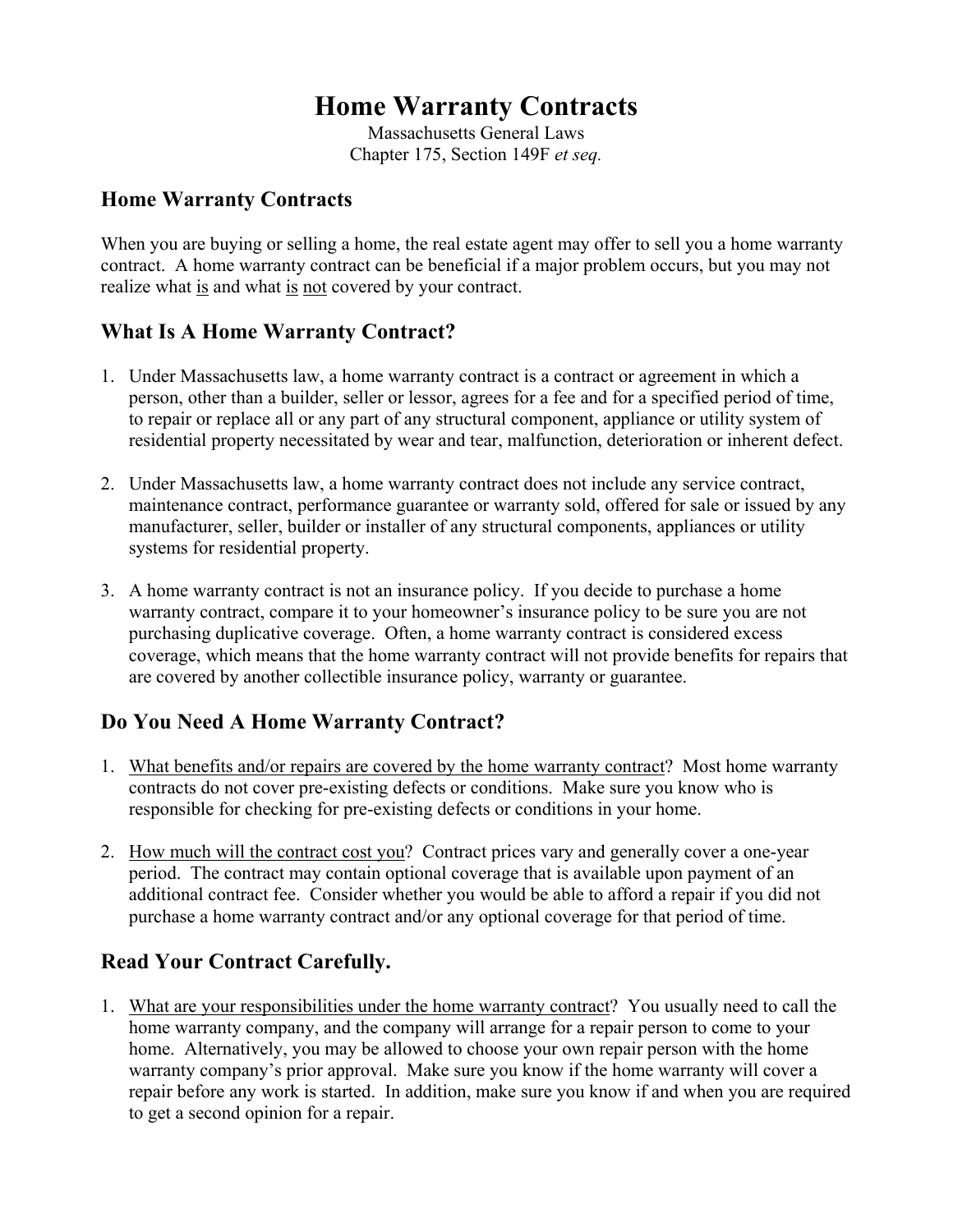# Home Warranty Contracts

Massachusetts General Laws
Chapter 175, Section 149F *et seq.*

## Home Warranty Contracts

When you are buying or selling a home, the real estate agent may offer to sell you a home warranty contract. A home warranty contract can be beneficial if a major problem occurs, but you may not realize what <u>is</u> and what <u>is</u> <u>not</u> covered by your contract.

## What Is A Home Warranty Contract?

1. Under Massachusetts law, a home warranty contract is a contract or agreement in which a person, other than a builder, seller or lessor, agrees for a fee and for a specified period of time, to repair or replace all or any part of any structural component, appliance or utility system of residential property necessitated by wear and tear, malfunction, deterioration or inherent defect.

2. Under Massachusetts law, a home warranty contract does not include any service contract, maintenance contract, performance guarantee or warranty sold, offered for sale or issued by any manufacturer, seller, builder or installer of any structural components, appliances or utility systems for residential property.

3. A home warranty contract is not an insurance policy. If you decide to purchase a home warranty contract, compare it to your homeowner's insurance policy to be sure you are not purchasing duplicative coverage. Often, a home warranty contract is considered excess coverage, which means that the home warranty contract will not provide benefits for repairs that are covered by another collectible insurance policy, warranty or guarantee.

## Do You Need A Home Warranty Contract?

1. <u>What benefits and/or repairs are covered by the home warranty contract</u>? Most home warranty contracts do not cover pre-existing defects or conditions. Make sure you know who is responsible for checking for pre-existing defects or conditions in your home.

2. <u>How much will the contract cost you</u>? Contract prices vary and generally cover a one-year period. The contract may contain optional coverage that is available upon payment of an additional contract fee. Consider whether you would be able to afford a repair if you did not purchase a home warranty contract and/or any optional coverage for that period of time.

## Read Your Contract Carefully.

1. <u>What are your responsibilities under the home warranty contract</u>? You usually need to call the home warranty company, and the company will arrange for a repair person to come to your home. Alternatively, you may be allowed to choose your own repair person with the home warranty company's prior approval. Make sure you know if the home warranty will cover a repair before any work is started. In addition, make sure you know if and when you are required to get a second opinion for a repair.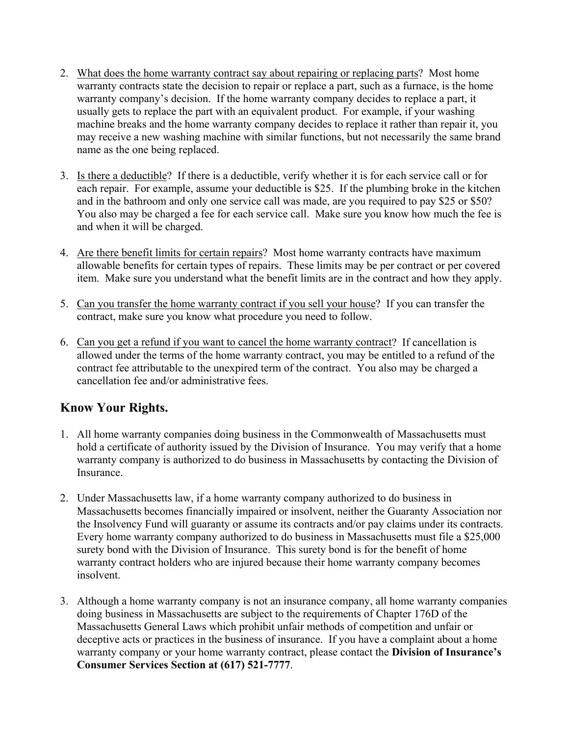2. <u>What does the home warranty contract say about repairing or replacing parts</u>? Most home warranty contracts state the decision to repair or replace a part, such as a furnace, is the home warranty company's decision. If the home warranty company decides to replace a part, it usually gets to replace the part with an equivalent product. For example, if your washing machine breaks and the home warranty company decides to replace it rather than repair it, you may receive a new washing machine with similar functions, but not necessarily the same brand name as the one being replaced.

3. <u>Is there a deductible</u>? If there is a deductible, verify whether it is for each service call or for each repair. For example, assume your deductible is $25. If the plumbing broke in the kitchen and in the bathroom and only one service call was made, are you required to pay $25 or $50? You also may be charged a fee for each service call. Make sure you know how much the fee is and when it will be charged.

4. <u>Are there benefit limits for certain repairs</u>? Most home warranty contracts have maximum allowable benefits for certain types of repairs. These limits may be per contract or per covered item. Make sure you understand what the benefit limits are in the contract and how they apply.

5. <u>Can you transfer the home warranty contract if you sell your house</u>? If you can transfer the contract, make sure you know what procedure you need to follow.

6. <u>Can you get a refund if you want to cancel the home warranty contract</u>? If cancellation is allowed under the terms of the home warranty contract, you may be entitled to a refund of the contract fee attributable to the unexpired term of the contract. You also may be charged a cancellation fee and/or administrative fees.

## Know Your Rights.

1. All home warranty companies doing business in the Commonwealth of Massachusetts must hold a certificate of authority issued by the Division of Insurance. You may verify that a home warranty company is authorized to do business in Massachusetts by contacting the Division of Insurance.

2. Under Massachusetts law, if a home warranty company authorized to do business in Massachusetts becomes financially impaired or insolvent, neither the Guaranty Association nor the Insolvency Fund will guaranty or assume its contracts and/or pay claims under its contracts. Every home warranty company authorized to do business in Massachusetts must file a $25,000 surety bond with the Division of Insurance. This surety bond is for the benefit of home warranty contract holders who are injured because their home warranty company becomes insolvent.

3. Although a home warranty company is not an insurance company, all home warranty companies doing business in Massachusetts are subject to the requirements of Chapter 176D of the Massachusetts General Laws which prohibit unfair methods of competition and unfair or deceptive acts or practices in the business of insurance. If you have a complaint about a home warranty company or your home warranty contract, please contact the **Division of Insurance's Consumer Services Section at (617) 521-7777**.